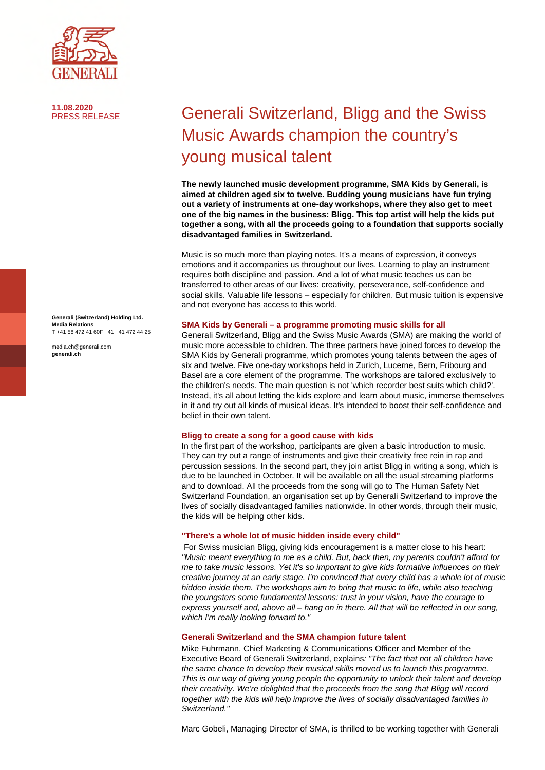11.08.2020
PRESS RELEASE

# Generali Switzerland, Bligg and the Swiss Music Awards champion the country's young musical talent

**The newly launched music development programme, SMA Kids by Generali, is aimed at children aged six to twelve. Budding young musicians have fun trying out a variety of instruments at one-day workshops, where they also get to meet one of the big names in the business: Bligg. This top artist will help the kids put together a song, with all the proceeds going to a foundation that supports socially disadvantaged families in Switzerland.**

Music is so much more than playing notes. It's a means of expression, it conveys emotions and it accompanies us throughout our lives. Learning to play an instrument requires both discipline and passion. And a lot of what music teaches us can be transferred to other areas of our lives: creativity, perseverance, self-confidence and social skills. Valuable life lessons – especially for children. But music tuition is expensive and not everyone has access to this world.

**Generali (Switzerland) Holding Ltd.**
**Media Relations**
T +41 58 472 41 60F +41 +41 472 44 25

media.ch@generali.com
**generali.ch**

### SMA Kids by Generali – a programme promoting music skills for all

Generali Switzerland, Bligg and the Swiss Music Awards (SMA) are making the world of music more accessible to children. The three partners have joined forces to develop the SMA Kids by Generali programme, which promotes young talents between the ages of six and twelve. Five one-day workshops held in Zurich, Lucerne, Bern, Fribourg and Basel are a core element of the programme. The workshops are tailored exclusively to the children's needs. The main question is not 'which recorder best suits which child?'. Instead, it's all about letting the kids explore and learn about music, immerse themselves in it and try out all kinds of musical ideas. It's intended to boost their self-confidence and belief in their own talent.

### Bligg to create a song for a good cause with kids

In the first part of the workshop, participants are given a basic introduction to music. They can try out a range of instruments and give their creativity free rein in rap and percussion sessions. In the second part, they join artist Bligg in writing a song, which is due to be launched in October. It will be available on all the usual streaming platforms and to download. All the proceeds from the song will go to The Human Safety Net Switzerland Foundation, an organisation set up by Generali Switzerland to improve the lives of socially disadvantaged families nationwide. In other words, through their music, the kids will be helping other kids.

### "There's a whole lot of music hidden inside every child"

For Swiss musician Bligg, giving kids encouragement is a matter close to his heart: *"Music meant everything to me as a child. But, back then, my parents couldn't afford for me to take music lessons. Yet it's so important to give kids formative influences on their creative journey at an early stage. I'm convinced that every child has a whole lot of music hidden inside them. The workshops aim to bring that music to life, while also teaching the youngsters some fundamental lessons: trust in your vision, have the courage to express yourself and, above all – hang on in there. All that will be reflected in our song, which I'm really looking forward to."*

### Generali Switzerland and the SMA champion future talent

Mike Fuhrmann, Chief Marketing & Communications Officer and Member of the Executive Board of Generali Switzerland, explains: *"The fact that not all children have the same chance to develop their musical skills moved us to launch this programme. This is our way of giving young people the opportunity to unlock their talent and develop their creativity. We're delighted that the proceeds from the song that Bligg will record together with the kids will help improve the lives of socially disadvantaged families in Switzerland."*

Marc Gobeli, Managing Director of SMA, is thrilled to be working together with Generali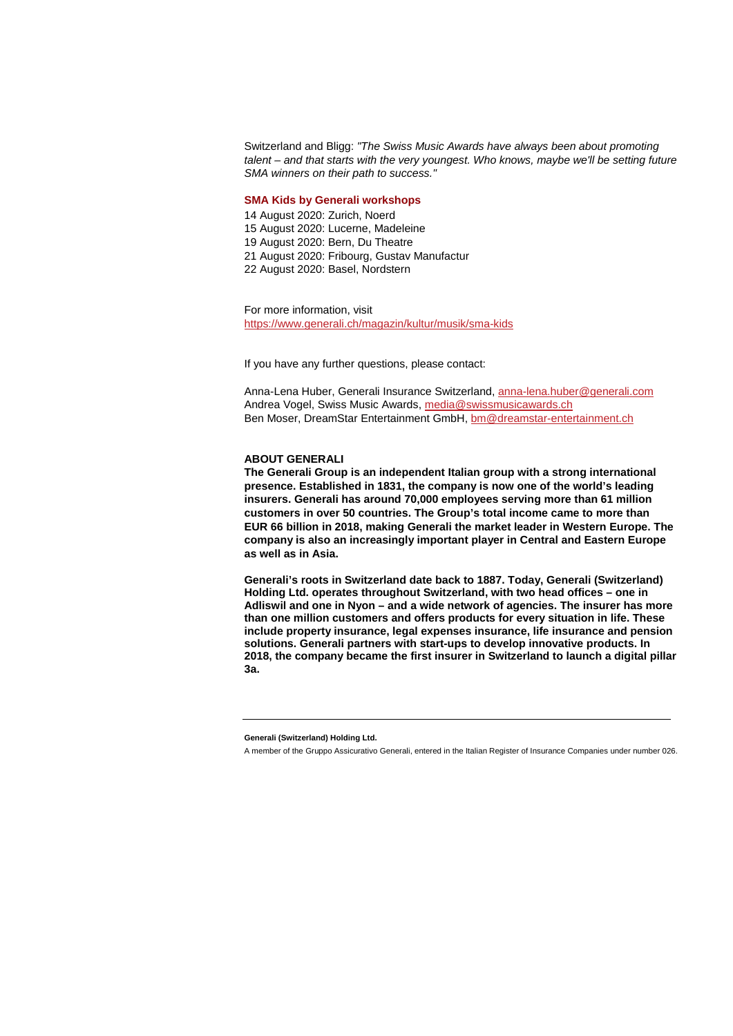Switzerland and Bligg: *"The Swiss Music Awards have always been about promoting talent – and that starts with the very youngest. Who knows, maybe we'll be setting future SMA winners on their path to success."*

**SMA Kids by Generali workshops**

14 August 2020: Zurich, Noerd  
15 August 2020: Lucerne, Madeleine  
19 August 2020: Bern, Du Theatre  
21 August 2020: Fribourg, Gustav Manufactur  
22 August 2020: Basel, Nordstern

For more information, visit  
https://www.generali.ch/magazin/kultur/musik/sma-kids

If you have any further questions, please contact:

Anna-Lena Huber, Generali Insurance Switzerland, anna-lena.huber@generali.com  
Andrea Vogel, Swiss Music Awards, media@swissmusicawards.ch  
Ben Moser, DreamStar Entertainment GmbH, bm@dreamstar-entertainment.ch

**ABOUT GENERALI**

**The Generali Group is an independent Italian group with a strong international presence. Established in 1831, the company is now one of the world's leading insurers. Generali has around 70,000 employees serving more than 61 million customers in over 50 countries. The Group's total income came to more than EUR 66 billion in 2018, making Generali the market leader in Western Europe. The company is also an increasingly important player in Central and Eastern Europe as well as in Asia.**

**Generali's roots in Switzerland date back to 1887. Today, Generali (Switzerland) Holding Ltd. operates throughout Switzerland, with two head offices – one in Adliswil and one in Nyon – and a wide network of agencies. The insurer has more than one million customers and offers products for every situation in life. These include property insurance, legal expenses insurance, life insurance and pension solutions. Generali partners with start-ups to develop innovative products. In 2018, the company became the first insurer in Switzerland to launch a digital pillar 3a.**

---

**Generali (Switzerland) Holding Ltd.**

A member of the Gruppo Assicurativo Generali, entered in the Italian Register of Insurance Companies under number 026.